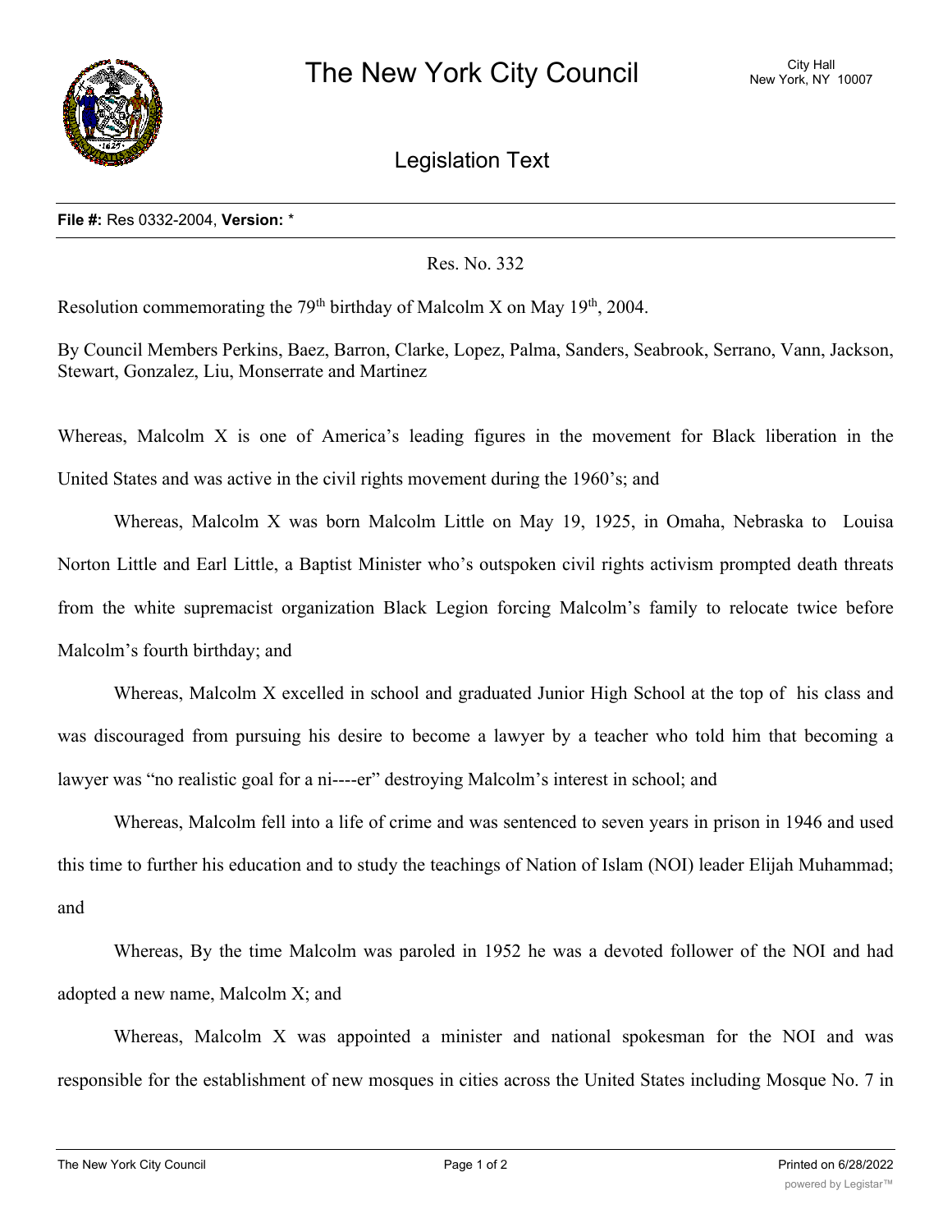# The New York City Council

City Hall
New York, NY 10007

## Legislation Text

**File #:** Res 0332-2004, **Version:** *

Res. No. 332

Resolution commemorating the 79th birthday of Malcolm X on May 19th, 2004.

By Council Members Perkins, Baez, Barron, Clarke, Lopez, Palma, Sanders, Seabrook, Serrano, Vann, Jackson, Stewart, Gonzalez, Liu, Monserrate and Martinez

Whereas, Malcolm X is one of America's leading figures in the movement for Black liberation in the United States and was active in the civil rights movement during the 1960's; and

Whereas, Malcolm X was born Malcolm Little on May 19, 1925, in Omaha, Nebraska to Louisa Norton Little and Earl Little, a Baptist Minister who's outspoken civil rights activism prompted death threats from the white supremacist organization Black Legion forcing Malcolm's family to relocate twice before Malcolm's fourth birthday; and

Whereas, Malcolm X excelled in school and graduated Junior High School at the top of his class and was discouraged from pursuing his desire to become a lawyer by a teacher who told him that becoming a lawyer was "no realistic goal for a ni----er" destroying Malcolm's interest in school; and

Whereas, Malcolm fell into a life of crime and was sentenced to seven years in prison in 1946 and used this time to further his education and to study the teachings of Nation of Islam (NOI) leader Elijah Muhammad; and

Whereas, By the time Malcolm was paroled in 1952 he was a devoted follower of the NOI and had adopted a new name, Malcolm X; and

Whereas, Malcolm X was appointed a minister and national spokesman for the NOI and was responsible for the establishment of new mosques in cities across the United States including Mosque No. 7 in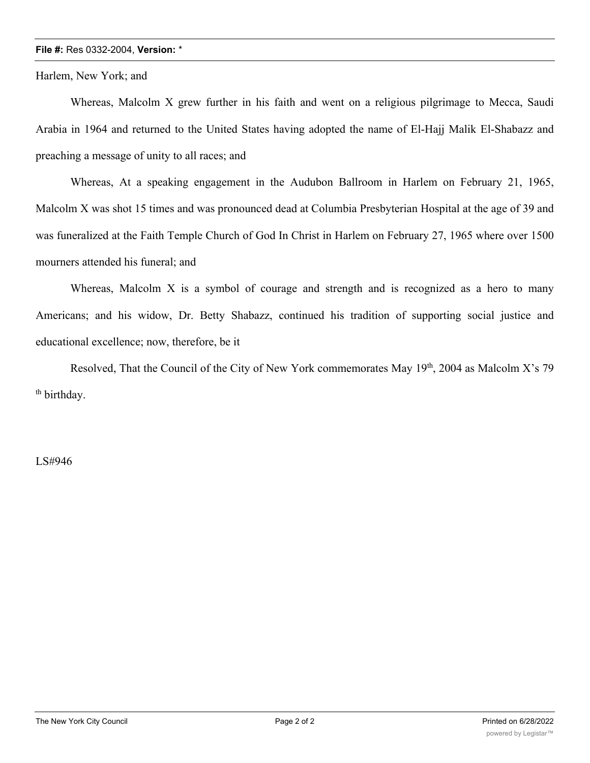Harlem, New York; and

Whereas, Malcolm X grew further in his faith and went on a religious pilgrimage to Mecca, Saudi Arabia in 1964 and returned to the United States having adopted the name of El-Hajj Malik El-Shabazz and preaching a message of unity to all races; and

Whereas, At a speaking engagement in the Audubon Ballroom in Harlem on February 21, 1965, Malcolm X was shot 15 times and was pronounced dead at Columbia Presbyterian Hospital at the age of 39 and was funeralized at the Faith Temple Church of God In Christ in Harlem on February 27, 1965 where over 1500 mourners attended his funeral; and

Whereas, Malcolm X is a symbol of courage and strength and is recognized as a hero to many Americans; and his widow, Dr. Betty Shabazz, continued his tradition of supporting social justice and educational excellence; now, therefore, be it

Resolved, That the Council of the City of New York commemorates May 19th, 2004 as Malcolm X's 79 th birthday.

LS#946